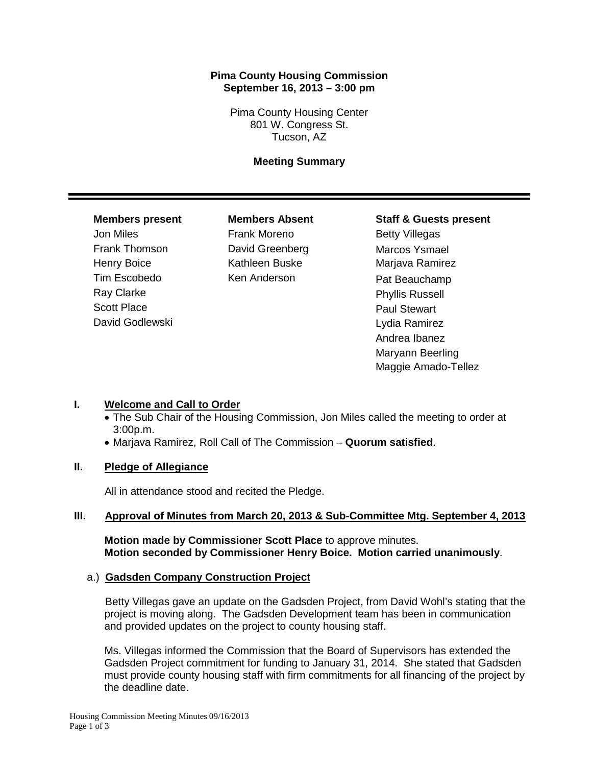**Pima County Housing Commission**
**September 16, 2013 – 3:00 pm**

Pima County Housing Center
801 W. Congress St.
Tucson, AZ

**Meeting Summary**

---

| **Members present** | **Members Absent** | **Staff & Guests present** |
|---|---|---|
| Jon Miles | Frank Moreno | Betty Villegas |
| Frank Thomson | David Greenberg | Marcos Ysmael |
| Henry Boice | Kathleen Buske | Marjava Ramirez |
| Tim Escobedo | Ken Anderson | Pat Beauchamp |
| Ray Clarke | | Phyllis Russell |
| Scott Place | | Paul Stewart |
| David Godlewski | | Lydia Ramirez |
| | | Andrea Ibanez |
| | | Maryann Beerling |
| | | Maggie Amado-Tellez |

## I. Welcome and Call to Order

- The Sub Chair of the Housing Commission, Jon Miles called the meeting to order at 3:00p.m.
- Marjava Ramirez, Roll Call of The Commission – **Quorum satisfied**.

## II. Pledge of Allegiance

All in attendance stood and recited the Pledge.

## III. Approval of Minutes from March 20, 2013 & Sub-Committee Mtg. September 4, 2013

**Motion made by Commissioner Scott Place** to approve minutes.
**Motion seconded by Commissioner Henry Boice. Motion carried unanimously**.

### a.) Gadsden Company Construction Project

Betty Villegas gave an update on the Gadsden Project, from David Wohl's stating that the project is moving along. The Gadsden Development team has been in communication and provided updates on the project to county housing staff.

Ms. Villegas informed the Commission that the Board of Supervisors has extended the Gadsden Project commitment for funding to January 31, 2014. She stated that Gadsden must provide county housing staff with firm commitments for all financing of the project by the deadline date.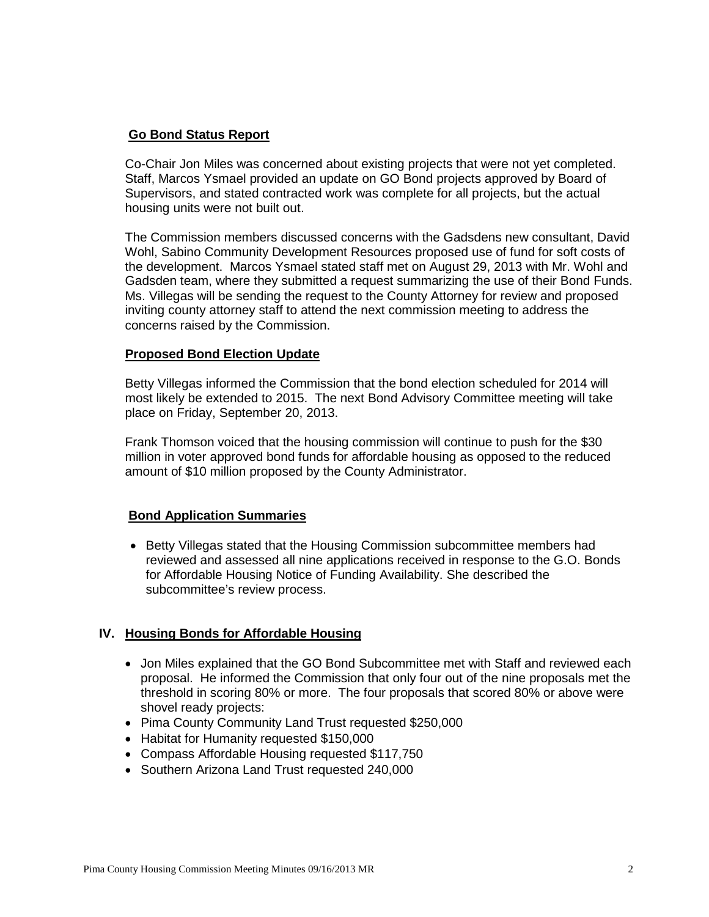**Go Bond Status Report**

Co-Chair Jon Miles was concerned about existing projects that were not yet completed. Staff, Marcos Ysmael provided an update on GO Bond projects approved by Board of Supervisors, and stated contracted work was complete for all projects, but the actual housing units were not built out.

The Commission members discussed concerns with the Gadsdens new consultant, David Wohl, Sabino Community Development Resources proposed use of fund for soft costs of the development. Marcos Ysmael stated staff met on August 29, 2013 with Mr. Wohl and Gadsden team, where they submitted a request summarizing the use of their Bond Funds. Ms. Villegas will be sending the request to the County Attorney for review and proposed inviting county attorney staff to attend the next commission meeting to address the concerns raised by the Commission.

**Proposed Bond Election Update**

Betty Villegas informed the Commission that the bond election scheduled for 2014 will most likely be extended to 2015. The next Bond Advisory Committee meeting will take place on Friday, September 20, 2013.

Frank Thomson voiced that the housing commission will continue to push for the $30 million in voter approved bond funds for affordable housing as opposed to the reduced amount of $10 million proposed by the County Administrator.

**Bond Application Summaries**

- Betty Villegas stated that the Housing Commission subcommittee members had reviewed and assessed all nine applications received in response to the G.O. Bonds for Affordable Housing Notice of Funding Availability. She described the subcommittee's review process.

## IV. Housing Bonds for Affordable Housing

- Jon Miles explained that the GO Bond Subcommittee met with Staff and reviewed each proposal. He informed the Commission that only four out of the nine proposals met the threshold in scoring 80% or more. The four proposals that scored 80% or above were shovel ready projects:
- Pima County Community Land Trust requested $250,000
- Habitat for Humanity requested $150,000
- Compass Affordable Housing requested $117,750
- Southern Arizona Land Trust requested 240,000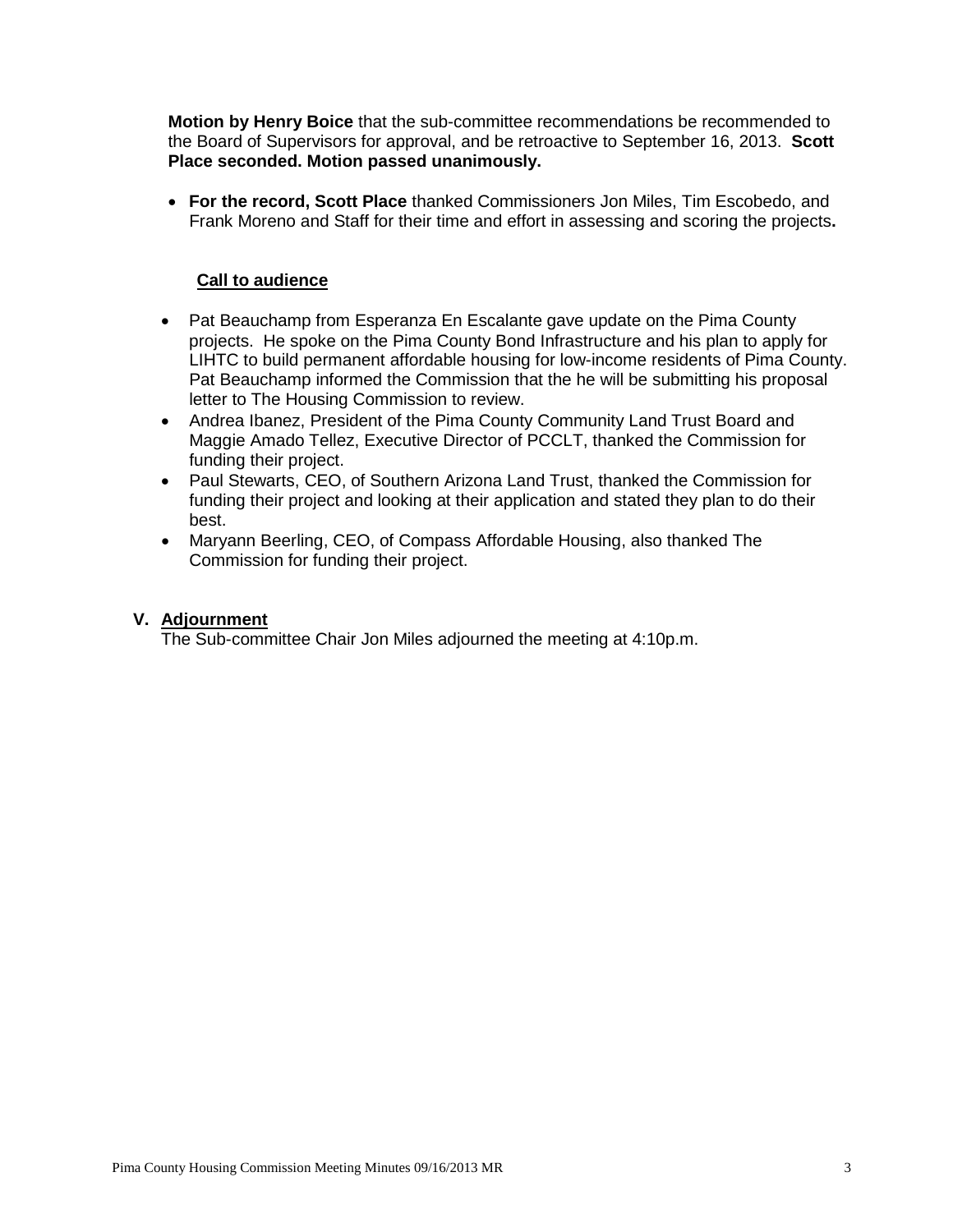**Motion by Henry Boice** that the sub-committee recommendations be recommended to the Board of Supervisors for approval, and be retroactive to September 16, 2013. **Scott Place seconded. Motion passed unanimously.**

- **For the record, Scott Place** thanked Commissioners Jon Miles, Tim Escobedo, and Frank Moreno and Staff for their time and effort in assessing and scoring the projects**.**

**Call to audience**

- Pat Beauchamp from Esperanza En Escalante gave update on the Pima County projects. He spoke on the Pima County Bond Infrastructure and his plan to apply for LIHTC to build permanent affordable housing for low-income residents of Pima County. Pat Beauchamp informed the Commission that the he will be submitting his proposal letter to The Housing Commission to review.
- Andrea Ibanez, President of the Pima County Community Land Trust Board and Maggie Amado Tellez, Executive Director of PCCLT, thanked the Commission for funding their project.
- Paul Stewarts, CEO, of Southern Arizona Land Trust, thanked the Commission for funding their project and looking at their application and stated they plan to do their best.
- Maryann Beerling, CEO, of Compass Affordable Housing, also thanked The Commission for funding their project.

## V. Adjournment

The Sub-committee Chair Jon Miles adjourned the meeting at 4:10p.m.